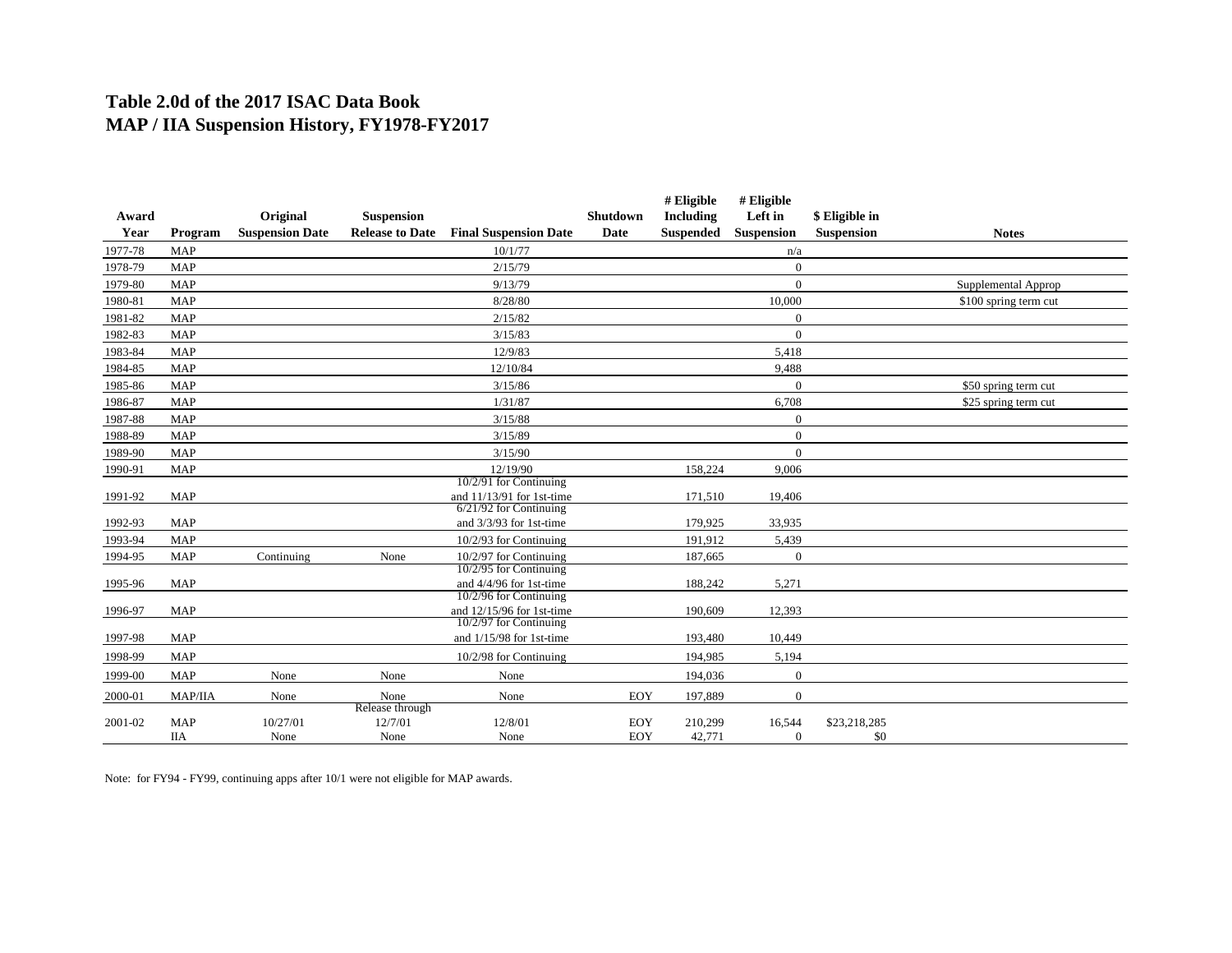# Table 2.0d of the 2017 ISAC Data Book
# MAP / IIA Suspension History, FY1978-FY2017

| Award Year | Program | Original Suspension Date | Suspension Release to Date | Final Suspension Date | Shutdown Date | # Eligible Including Suspended | # Eligible Left in Suspension | $ Eligible in Suspension | Notes |
|---|---|---|---|---|---|---|---|---|---|
| 1977-78 | MAP | | | 10/1/77 | | | n/a | | |
| 1978-79 | MAP | | | 2/15/79 | | | 0 | | |
| 1979-80 | MAP | | | 9/13/79 | | | 0 | | Supplemental Approp |
| 1980-81 | MAP | | | 8/28/80 | | | 10,000 | | $100 spring term cut |
| 1981-82 | MAP | | | 2/15/82 | | | 0 | | |
| 1982-83 | MAP | | | 3/15/83 | | | 0 | | |
| 1983-84 | MAP | | | 12/9/83 | | | 5,418 | | |
| 1984-85 | MAP | | | 12/10/84 | | | 9,488 | | |
| 1985-86 | MAP | | | 3/15/86 | | | 0 | | $50 spring term cut |
| 1986-87 | MAP | | | 1/31/87 | | | 6,708 | | $25 spring term cut |
| 1987-88 | MAP | | | 3/15/88 | | | 0 | | |
| 1988-89 | MAP | | | 3/15/89 | | | 0 | | |
| 1989-90 | MAP | | | 3/15/90 | | | 0 | | |
| 1990-91 | MAP | | | 12/19/90 | | 158,224 | 9,006 | | |
| 1991-92 | MAP | | | 10/2/91 for Continuing and 11/13/91 for 1st-time | | 171,510 | 19,406 | | |
| 1992-93 | MAP | | | 6/21/92 for Continuing and 3/3/93 for 1st-time | | 179,925 | 33,935 | | |
| 1993-94 | MAP | | | 10/2/93 for Continuing | | 191,912 | 5,439 | | |
| 1994-95 | MAP | Continuing | None | 10/2/97 for Continuing | | 187,665 | 0 | | |
| 1995-96 | MAP | | | 10/2/95 for Continuing and 4/4/96 for 1st-time | | 188,242 | 5,271 | | |
| 1996-97 | MAP | | | 10/2/96 for Continuing and 12/15/96 for 1st-time | | 190,609 | 12,393 | | |
| 1997-98 | MAP | | | 10/2/97 for Continuing and 1/15/98 for 1st-time | | 193,480 | 10,449 | | |
| 1998-99 | MAP | | | 10/2/98 for Continuing | | 194,985 | 5,194 | | |
| 1999-00 | MAP | None | None | None | | 194,036 | 0 | | |
| 2000-01 | MAP/IIA | None | None | None | EOY | 197,889 | 0 | | |
| 2001-02 | MAP | 10/27/01 | Release through 12/7/01 | 12/8/01 | EOY | 210,299 | 16,544 | $23,218,285 | |
| | IIA | None | None | None | EOY | 42,771 | 0 | $0 | |

Note: for FY94 - FY99, continuing apps after 10/1 were not eligible for MAP awards.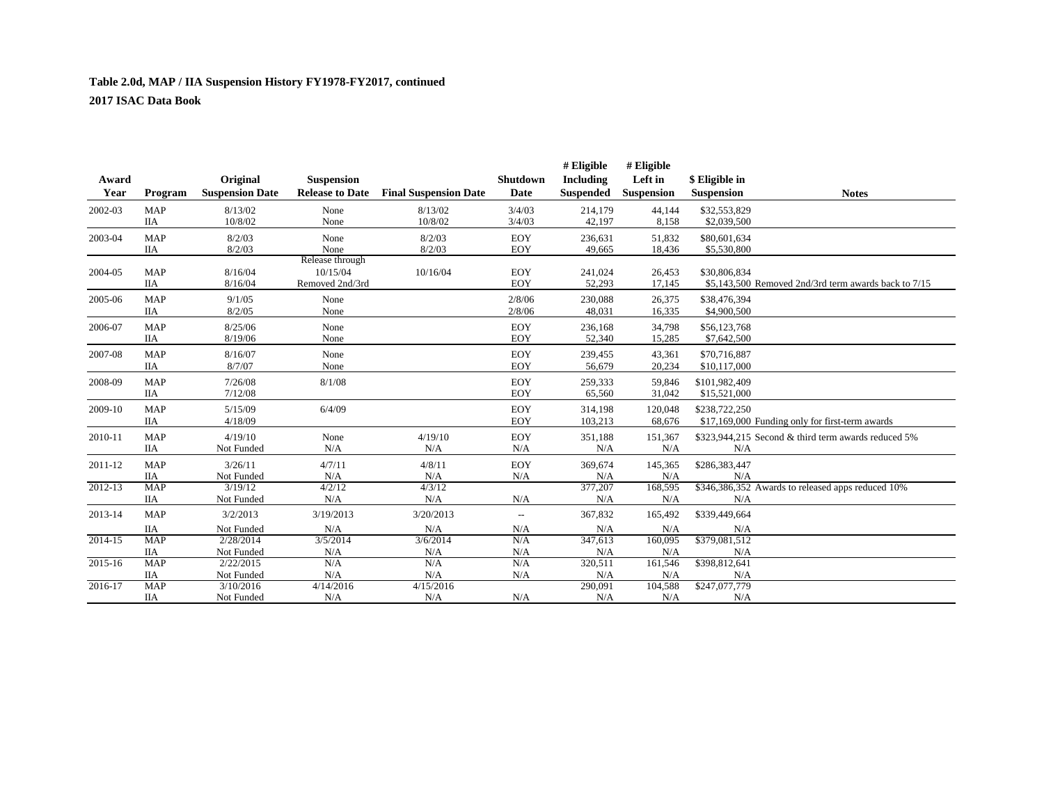**Table 2.0d, MAP / IIA Suspension History FY1978-FY2017, continued**

**2017 ISAC Data Book**

| Award Year | Program | Original Suspension Date | Suspension Release to Date | Final Suspension Date | Shutdown Date | # Eligible Including Suspended | # Eligible Left in Suspension | $ Eligible in Suspension | Notes |
|---|---|---|---|---|---|---|---|---|---|
| 2002-03 | MAP | 8/13/02 | None | 8/13/02 | 3/4/03 | 214,179 | 44,144 | $32,553,829 | |
| | IIA | 10/8/02 | None | 10/8/02 | 3/4/03 | 42,197 | 8,158 | $2,039,500 | |
| 2003-04 | MAP | 8/2/03 | None | 8/2/03 | EOY | 236,631 | 51,832 | $80,601,634 | |
| | IIA | 8/2/03 | None | 8/2/03 | EOY | 49,665 | 18,436 | $5,530,800 | |
| 2004-05 | MAP | 8/16/04 | Release through 10/15/04 | 10/16/04 | EOY | 241,024 | 26,453 | $30,806,834 | |
| | IIA | 8/16/04 | Removed 2nd/3rd | | EOY | 52,293 | 17,145 | $5,143,500 | Removed 2nd/3rd term awards back to 7/15 |
| 2005-06 | MAP | 9/1/05 | None | | 2/8/06 | 230,088 | 26,375 | $38,476,394 | |
| | IIA | 8/2/05 | None | | 2/8/06 | 48,031 | 16,335 | $4,900,500 | |
| 2006-07 | MAP | 8/25/06 | None | | EOY | 236,168 | 34,798 | $56,123,768 | |
| | IIA | 8/19/06 | None | | EOY | 52,340 | 15,285 | $7,642,500 | |
| 2007-08 | MAP | 8/16/07 | None | | EOY | 239,455 | 43,361 | $70,716,887 | |
| | IIA | 8/7/07 | None | | EOY | 56,679 | 20,234 | $10,117,000 | |
| 2008-09 | MAP | 7/26/08 | 8/1/08 | | EOY | 259,333 | 59,846 | $101,982,409 | |
| | IIA | 7/12/08 | | | EOY | 65,560 | 31,042 | $15,521,000 | |
| 2009-10 | MAP | 5/15/09 | 6/4/09 | | EOY | 314,198 | 120,048 | $238,722,250 | |
| | IIA | 4/18/09 | | | EOY | 103,213 | 68,676 | $17,169,000 | Funding only for first-term awards |
| 2010-11 | MAP | 4/19/10 | None | 4/19/10 | EOY | 351,188 | 151,367 | $323,944,215 | Second & third term awards reduced 5% |
| | IIA | Not Funded | N/A | N/A | N/A | N/A | N/A | N/A | |
| 2011-12 | MAP | 3/26/11 | 4/7/11 | 4/8/11 | EOY | 369,674 | 145,365 | $286,383,447 | |
| | IIA | Not Funded | N/A | N/A | N/A | N/A | N/A | N/A | |
| 2012-13 | MAP | 3/19/12 | 4/2/12 | 4/3/12 | | 377,207 | 168,595 | $346,386,352 | Awards to released apps reduced 10% |
| | IIA | Not Funded | N/A | N/A | N/A | N/A | N/A | N/A | |
| 2013-14 | MAP | 3/2/2013 | 3/19/2013 | 3/20/2013 | -- | 367,832 | 165,492 | $339,449,664 | |
| | IIA | Not Funded | N/A | N/A | N/A | N/A | N/A | N/A | |
| 2014-15 | MAP | 2/28/2014 | 3/5/2014 | 3/6/2014 | N/A | 347,613 | 160,095 | $379,081,512 | |
| | IIA | Not Funded | N/A | N/A | N/A | N/A | N/A | N/A | |
| 2015-16 | MAP | 2/22/2015 | N/A | N/A | N/A | 320,511 | 161,546 | $398,812,641 | |
| | IIA | Not Funded | N/A | N/A | N/A | N/A | N/A | N/A | |
| 2016-17 | MAP | 3/10/2016 | 4/14/2016 | 4/15/2016 | | 290,091 | 104,588 | $247,077,779 | |
| | IIA | Not Funded | N/A | N/A | N/A | N/A | N/A | N/A | |